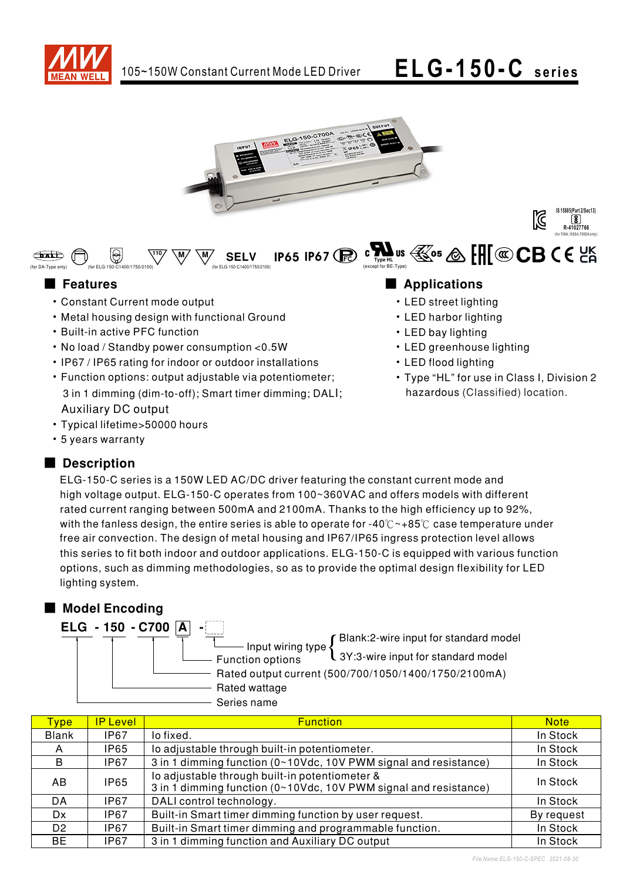# ELG-150-C series

105~150W Constant Current Mode LED Driver

IS 15885(Part 2/Sec13)
R-41027766
(for 700A,1050A,700DA only)

(for DA-Type only) (for ELG-150-C1400/1750/2100) SELV (for ELG-150-C1400/1750/2100) IP65 IP67 Type HL (except for BE-Type)

## Features

- Constant Current mode output
- Metal housing design with functional Ground
- Built-in active PFC function
- No load / Standby power consumption <0.5W
- IP67 / IP65 rating for indoor or outdoor installations
- Function options: output adjustable via potentiometer; 3 in 1 dimming (dim-to-off); Smart timer dimming; DALI; Auxiliary DC output
- Typical lifetime>50000 hours
- 5 years warranty

## Applications

- LED street lighting
- LED harbor lighting
- LED bay lighting
- LED greenhouse lighting
- LED flood lighting
- Type "HL" for use in Class I, Division 2 hazardous (Classified) location.

## Description

ELG-150-C series is a 150W LED AC/DC driver featuring the constant current mode and high voltage output. ELG-150-C operates from 100~360VAC and offers models with different rated current ranging between 500mA and 2100mA. Thanks to the high efficiency up to 92%, with the fanless design, the entire series is able to operate for -40℃~+85℃ case temperature under free air convection. The design of metal housing and IP67/IP65 ingress protection level allows this series to fit both indoor and outdoor applications. ELG-150-C is equipped with various function options, such as dimming methodologies, so as to provide the optimal design flexibility for LED lighting system.

## Model Encoding

**ELG - 150 - C700 A -**

- Input wiring type: Blank:2-wire input for standard model; 3Y:3-wire input for standard model
- Function options
- Rated output current (500/700/1050/1400/1750/2100mA)
- Rated wattage
- Series name

| Type | IP Level | Function | Note |
|---|---|---|---|
| Blank | IP67 | Io fixed. | In Stock |
| A | IP65 | Io adjustable through built-in potentiometer. | In Stock |
| B | IP67 | 3 in 1 dimming function (0~10Vdc, 10V PWM signal and resistance) | In Stock |
| AB | IP65 | Io adjustable through built-in potentiometer & 3 in 1 dimming function (0~10Vdc, 10V PWM signal and resistance) | In Stock |
| DA | IP67 | DALI control technology. | In Stock |
| Dx | IP67 | Built-in Smart timer dimming function by user request. | By request |
| D2 | IP67 | Built-in Smart timer dimming and programmable function. | In Stock |
| BE | IP67 | 3 in 1 dimming function and Auxiliary DC output | In Stock |

File Name:ELG-150-C-SPEC 2021-08-30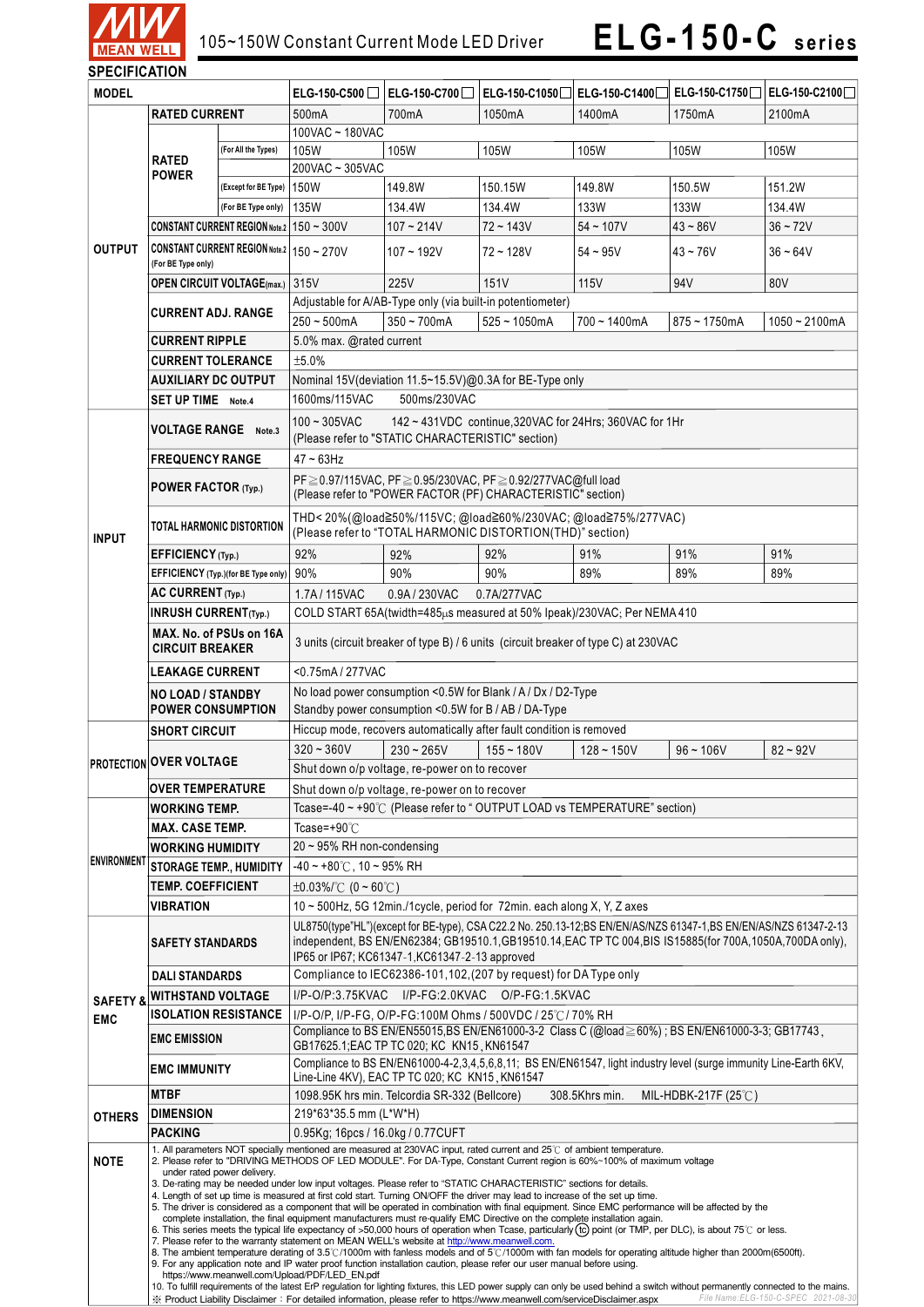# ELG-150-C series

105~150W Constant Current Mode LED Driver

## SPECIFICATION

| MODEL | | | ELG-150-C500☐ | ELG-150-C700☐ | ELG-150-C1050☐ | ELG-150-C1400☐ | ELG-150-C1750☐ | ELG-150-C2100☐ |
|---|---|---|---|---|---|---|---|---|
| OUTPUT | RATED CURRENT | | 500mA | 700mA | 1050mA | 1400mA | 1750mA | 2100mA |
| | RATED POWER | | 100VAC ~ 180VAC | | | | | |
| | | (For All the Types) | 105W | 105W | 105W | 105W | 105W | 105W |
| | | | 200VAC ~ 305VAC | | | | | |
| | | (Except for BE Type) | 150W | 149.8W | 150.15W | 149.8W | 150.5W | 151.2W |
| | | (For BE Type only) | 135W | 134.4W | 134.4W | 133W | 133W | 134.4W |
| | CONSTANT CURRENT REGION Note.2 | | 150 ~ 300V | 107 ~ 214V | 72 ~ 143V | 54 ~ 107V | 43 ~ 86V | 36 ~ 72V |
| | CONSTANT CURRENT REGION Note.2 (For BE Type only) | | 150 ~ 270V | 107 ~ 192V | 72 ~ 128V | 54 ~ 95V | 43 ~ 76V | 36 ~ 64V |
| | OPEN CIRCUIT VOLTAGE(max.) | | 315V | 225V | 151V | 115V | 94V | 80V |
| | CURRENT ADJ. RANGE | | Adjustable for A/AB-Type only (via built-in potentiometer) | | | | | |
| | | | 250 ~ 500mA | 350 ~ 700mA | 525 ~ 1050mA | 700 ~ 1400mA | 875 ~ 1750mA | 1050 ~ 2100mA |
| | CURRENT RIPPLE | | 5.0% max. @rated current | | | | | |
| | CURRENT TOLERANCE | | ±5.0% | | | | | |
| | AUXILIARY DC OUTPUT | | Nominal 15V(deviation 11.5~15.5V)@0.3A for BE-Type only | | | | | |
| | SET UP TIME Note.4 | | 1600ms/115VAC 500ms/230VAC | | | | | |
| INPUT | VOLTAGE RANGE Note.3 | | 100 ~ 305VAC 142 ~ 431VDC continue,320VAC for 24Hrs; 360VAC for 1Hr (Please refer to "STATIC CHARACTERISTIC" section) | | | | | |
| | FREQUENCY RANGE | | 47 ~ 63Hz | | | | | |
| | POWER FACTOR (Typ.) | | PF≧0.97/115VAC, PF≧0.95/230VAC, PF≧0.92/277VAC@full load (Please refer to "POWER FACTOR (PF) CHARACTERISTIC" section) | | | | | |
| | TOTAL HARMONIC DISTORTION | | THD< 20%(@load≧50%/115VC; @load≧60%/230VAC; @load≧75%/277VAC) (Please refer to "TOTAL HARMONIC DISTORTION(THD)" section) | | | | | |
| | EFFICIENCY (Typ.) | | 92% | 92% | 92% | 91% | 91% | 91% |
| | EFFICIENCY (Typ.)(for BE Type only) | | 90% | 90% | 90% | 89% | 89% | 89% |
| | AC CURRENT (Typ.) | | 1.7A / 115VAC 0.9A / 230VAC 0.7A/277VAC | | | | | |
| | INRUSH CURRENT(Typ.) | | COLD START 65A(twidth=485μs measured at 50% Ipeak)/230VAC; Per NEMA 410 | | | | | |
| | MAX. No. of PSUs on 16A CIRCUIT BREAKER | | 3 units (circuit breaker of type B) / 6 units (circuit breaker of type C) at 230VAC | | | | | |
| | LEAKAGE CURRENT | | <0.75mA / 277VAC | | | | | |
| | NO LOAD / STANDBY POWER CONSUMPTION | | No load power consumption <0.5W for Blank / A / Dx / D2-Type Standby power consumption <0.5W for B / AB / DA-Type | | | | | |
| PROTECTION | SHORT CIRCUIT | | Hiccup mode, recovers automatically after fault condition is removed | | | | | |
| | OVER VOLTAGE | | 320 ~ 360V | 230 ~ 265V | 155 ~ 180V | 128 ~ 150V | 96 ~ 106V | 82 ~ 92V |
| | | | Shut down o/p voltage, re-power on to recover | | | | | |
| | OVER TEMPERATURE | | Shut down o/p voltage, re-power on to recover | | | | | |
| ENVIRONMENT | WORKING TEMP. | | Tcase=-40 ~ +90℃ (Please refer to " OUTPUT LOAD vs TEMPERATURE" section) | | | | | |
| | MAX. CASE TEMP. | | Tcase=+90℃ | | | | | |
| | WORKING HUMIDITY | | 20 ~ 95% RH non-condensing | | | | | |
| | STORAGE TEMP., HUMIDITY | | -40 ~ +80℃, 10 ~ 95% RH | | | | | |
| | TEMP. COEFFICIENT | | ±0.03%/℃ (0 ~ 60℃) | | | | | |
| | VIBRATION | | 10 ~ 500Hz, 5G 12min./1cycle, period for 72min. each along X, Y, Z axes | | | | | |
| SAFETY & EMC | SAFETY STANDARDS | | UL8750(type"HL")(except for BE-type), CSA C22.2 No. 250.13-12;BS EN/EN/AS/NZS 61347-1,BS EN/EN/AS/NZS 61347-2-13 independent, BS EN/EN62384; GB19510.1,GB19510.14,EAC TP TC 004,BIS IS15885(for 700A,1050A,700DA only), IP65 or IP67; KC61347-1,KC61347-2-13 approved | | | | | |
| | DALI STANDARDS | | Compliance to IEC62386-101,102,(207 by request) for DA Type only | | | | | |
| | WITHSTAND VOLTAGE | | I/P-O/P:3.75KVAC I/P-FG:2.0KVAC O/P-FG:1.5KVAC | | | | | |
| | ISOLATION RESISTANCE | | I/P-O/P, I/P-FG, O/P-FG:100M Ohms / 500VDC / 25℃/ 70% RH | | | | | |
| | EMC EMISSION | | Compliance to BS EN/EN55015,BS EN/EN61000-3-2 Class C (@load≧60%) ; BS EN/EN61000-3-3; GB17743, GB17625.1;EAC TP TC 020; KC KN15, KN61547 | | | | | |
| | EMC IMMUNITY | | Compliance to BS EN/EN61000-4-2,3,4,5,6,8,11; BS EN/EN61547, light industry level (surge immunity Line-Earth 6KV, Line-Line 4KV), EAC TP TC 020; KC KN15, KN61547 | | | | | |
| OTHERS | MTBF | | 1098.95K hrs min. Telcordia SR-332 (Bellcore) 308.5Khrs min. MIL-HDBK-217F (25℃) | | | | | |
| | DIMENSION | | 219*63*35.5 mm (L*W*H) | | | | | |
| | PACKING | | 0.95Kg; 16pcs / 16.0kg / 0.77CUFT | | | | | |

**NOTE**

1. All parameters NOT specially mentioned are measured at 230VAC input, rated current and 25℃ of ambient temperature.
2. Please refer to "DRIVING METHODS OF LED MODULE". For DA-Type, Constant Current region is 60%~100% of maximum voltage under rated power delivery.
3. De-rating may be needed under low input voltages. Please refer to "STATIC CHARACTERISTIC" sections for details.
4. Length of set up time is measured at first cold start. Turning ON/OFF the driver may lead to increase of the set up time.
5. The driver is considered as a component that will be operated in combination with final equipment. Since EMC performance will be affected by the complete installation, the final equipment manufacturers must re-qualify EMC Directive on the complete installation again.
6. This series meets the typical life expectancy of >50,000 hours of operation when Tcase, particularly (tc) point (or TMP, per DLC), is about 75℃ or less.
7. Please refer to the warranty statement on MEAN WELL's website at http://www.meanwell.com.
8. The ambient temperature derating of 3.5℃/1000m with fanless models and of 5℃/1000m with fan models for operating altitude higher than 2000m(6500ft).
9. For any application note and IP water proof function installation caution, please refer our user manual before using. https://www.meanwell.com/Upload/PDF/LED_EN.pdf
10. To fulfill requirements of the latest ErP regulation for lighting fixtures, this LED power supply can only be used behind a switch without permanently connected to the mains.

※ Product Liability Disclaimer：For detailed information, please refer to https://www.meanwell.com/serviceDisclaimer.aspx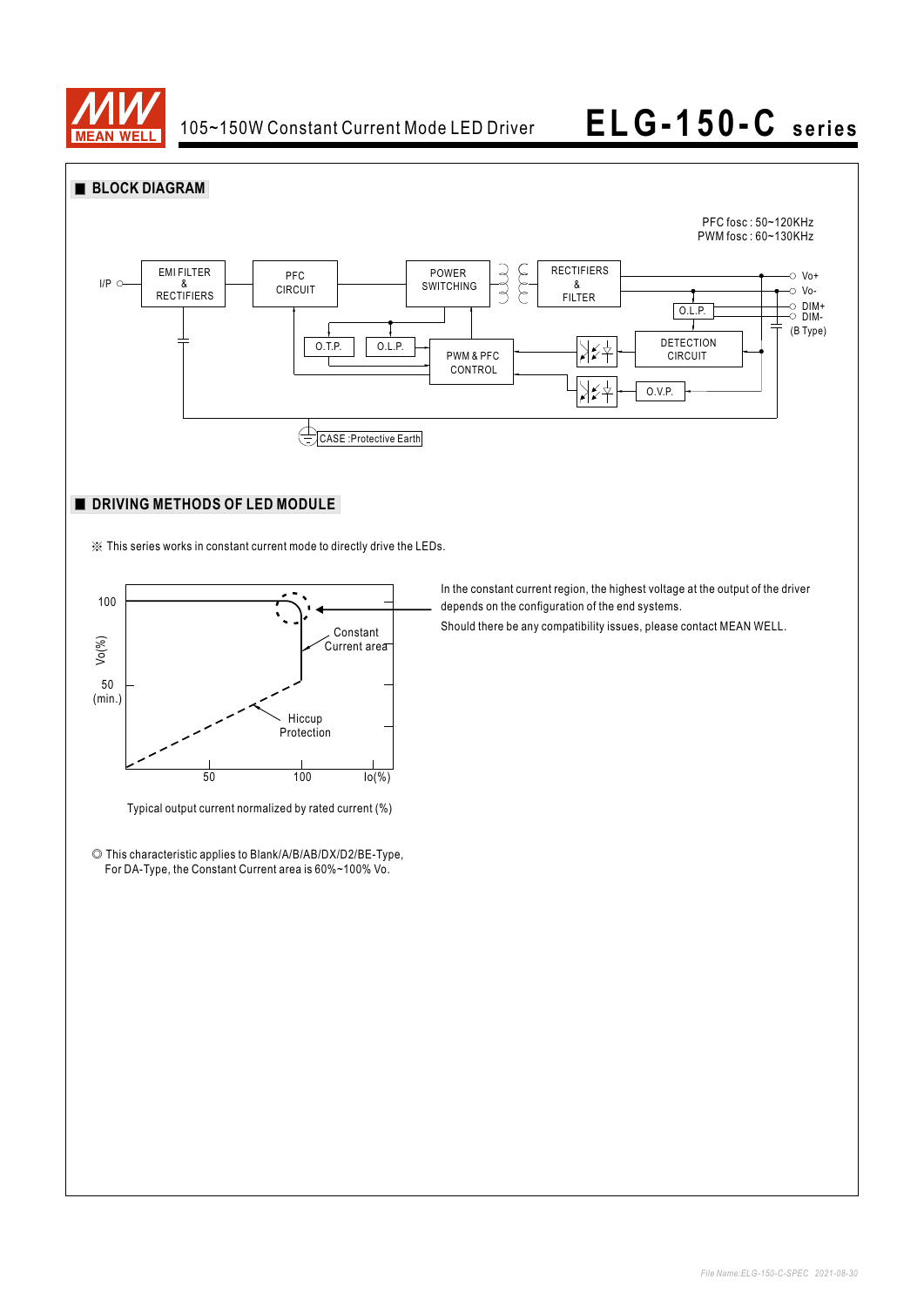## BLOCK DIAGRAM

PFC fosc : 50~120KHz
PWM fosc : 60~130KHz

I/P, EMI FILTER & RECTIFIERS, PFC CIRCUIT, POWER SWITCHING, RECTIFIERS & FILTER, O.L.P., Vo+, Vo-, DIM+, DIM- (B Type), O.T.P., O.L.P., PWM & PFC CONTROL, DETECTION CIRCUIT, O.V.P., CASE :Protective Earth

## DRIVING METHODS OF LED MODULE

※ This series works in constant current mode to directly drive the LEDs.

Vo(%): 100, 50 (min.); Io(%): 50, 100; Constant Current area; Hiccup Protection

Typical output current normalized by rated current (%)

In the constant current region, the highest voltage at the output of the driver depends on the configuration of the end systems.

Should there be any compatibility issues, please contact MEAN WELL.

◎ This characteristic applies to Blank/A/B/AB/DX/D2/BE-Type,
For DA-Type, the Constant Current area is 60%~100% Vo.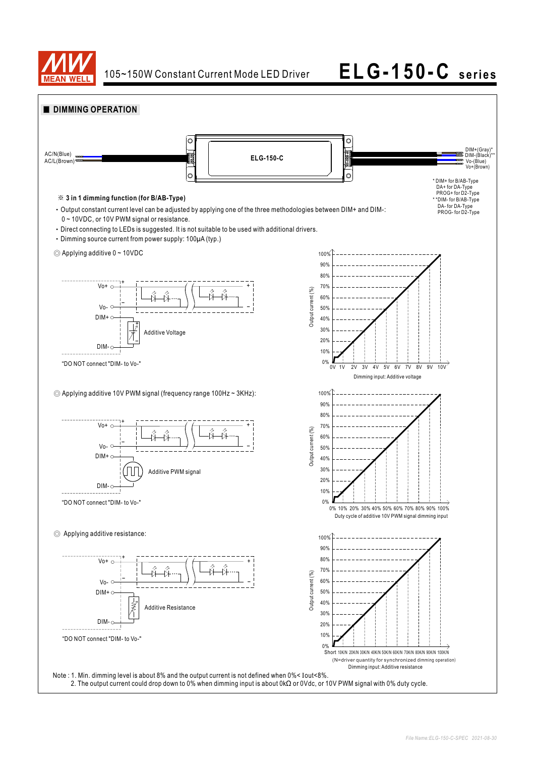## DIMMING OPERATION

AC/N(Blue)
AC/L(Brown)

ELG-150-C

DIM+(Gray)*
DIM-(Black)**
Vo-(Blue)
Vo+(Brown)

\* DIM+ for B/AB-Type
DA+ for DA-Type
PROG+ for D2-Type
\*\*DIM- for B/AB-Type
DA- for DA-Type
PROG- for D2-Type

**※ 3 in 1 dimming function (for B/AB-Type)**

- Output constant current level can be adjusted by applying one of the three methodologies between DIM+ and DIM-: 0 ~ 10VDC, or 10V PWM signal or resistance.
- Direct connecting to LEDs is suggested. It is not suitable to be used with additional drivers.
- Dimming source current from power supply: 100μA (typ.)

◎ Applying additive 0 ~ 10VDC

Vo+ / Vo- / DIM+ / DIM- — Additive Voltage

"DO NOT connect "DIM- to Vo-"

Output current (%) vs. Dimming input: Additive voltage (0V–10V)

◎ Applying additive 10V PWM signal (frequency range 100Hz ~ 3KHz):

Vo+ / Vo- / DIM+ / DIM- — Additive PWM signal

"DO NOT connect "DIM- to Vo-"

Output current (%) vs. Duty cycle of additive 10V PWM signal dimming input (0%–100%)

◎ Applying additive resistance:

Vo+ / Vo- / DIM+ / DIM- — Additive Resistance

"DO NOT connect "DIM- to Vo-"

Output current (%) vs. Dimming input: Additive resistance (Short, 10K/N, 20K/N, 30K/N, 40K/N, 50K/N, 60K/N, 70K/N, 80K/N, 90K/N, 100K/N)
(N=driver quantity for synchronized dimming operation)

Note : 1. Min. dimming level is about 8% and the output current is not defined when 0%< Iout<8%.
2. The output current could drop down to 0% when dimming input is about 0kΩ or 0Vdc, or 10V PWM signal with 0% duty cycle.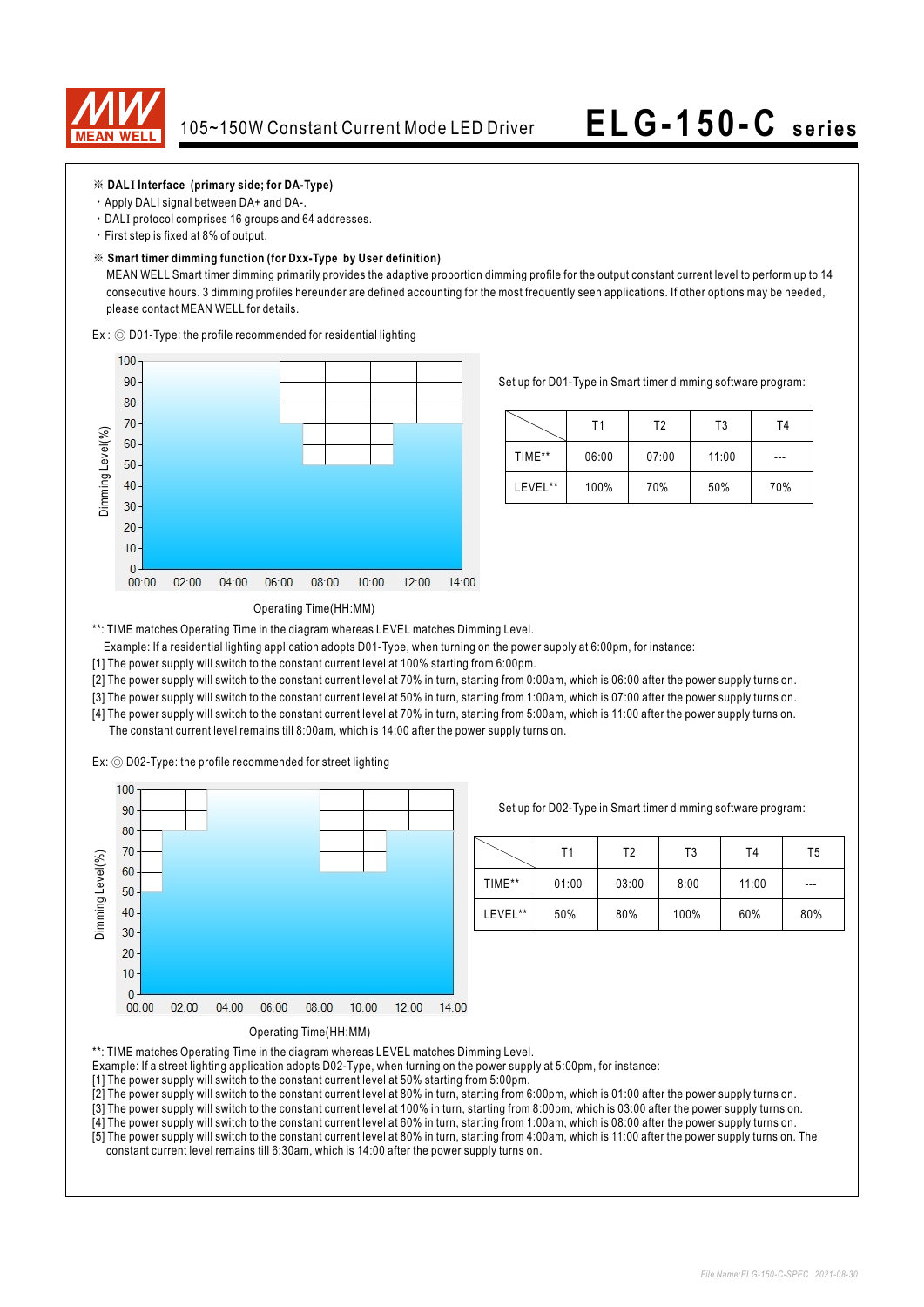※ **DALI Interface (primary side; for DA-Type)**

- Apply DALI signal between DA+ and DA-.
- DALI protocol comprises 16 groups and 64 addresses.
- First step is fixed at 8% of output.

※ **Smart timer dimming function (for Dxx-Type by User definition)**

MEAN WELL Smart timer dimming primarily provides the adaptive proportion dimming profile for the output constant current level to perform up to 14 consecutive hours. 3 dimming profiles hereunder are defined accounting for the most frequently seen applications. If other options may be needed, please contact MEAN WELL for details.

Ex : ◎ D01-Type: the profile recommended for residential lighting

Set up for D01-Type in Smart timer dimming software program:

| | T1 | T2 | T3 | T4 |
|---|---|---|---|---|
| TIME** | 06:00 | 07:00 | 11:00 | --- |
| LEVEL** | 100% | 70% | 50% | 70% |

**: TIME matches Operating Time in the diagram whereas LEVEL matches Dimming Level.

Example: If a residential lighting application adopts D01-Type, when turning on the power supply at 6:00pm, for instance:

[1] The power supply will switch to the constant current level at 100% starting from 6:00pm.
[2] The power supply will switch to the constant current level at 70% in turn, starting from 0:00am, which is 06:00 after the power supply turns on.
[3] The power supply will switch to the constant current level at 50% in turn, starting from 1:00am, which is 07:00 after the power supply turns on.
[4] The power supply will switch to the constant current level at 70% in turn, starting from 5:00am, which is 11:00 after the power supply turns on. The constant current level remains till 8:00am, which is 14:00 after the power supply turns on.

Ex: ◎ D02-Type: the profile recommended for street lighting

Set up for D02-Type in Smart timer dimming software program:

| | T1 | T2 | T3 | T4 | T5 |
|---|---|---|---|---|---|
| TIME** | 01:00 | 03:00 | 8:00 | 11:00 | --- |
| LEVEL** | 50% | 80% | 100% | 60% | 80% |

**: TIME matches Operating Time in the diagram whereas LEVEL matches Dimming Level.

Example: If a street lighting application adopts D02-Type, when turning on the power supply at 5:00pm, for instance:

[1] The power supply will switch to the constant current level at 50% starting from 5:00pm.
[2] The power supply will switch to the constant current level at 80% in turn, starting from 6:00pm, which is 01:00 after the power supply turns on.
[3] The power supply will switch to the constant current level at 100% in turn, starting from 8:00pm, which is 03:00 after the power supply turns on.
[4] The power supply will switch to the constant current level at 60% in turn, starting from 1:00am, which is 08:00 after the power supply turns on.
[5] The power supply will switch to the constant current level at 80% in turn, starting from 4:00am, which is 11:00 after the power supply turns on. The constant current level remains till 6:30am, which is 14:00 after the power supply turns on.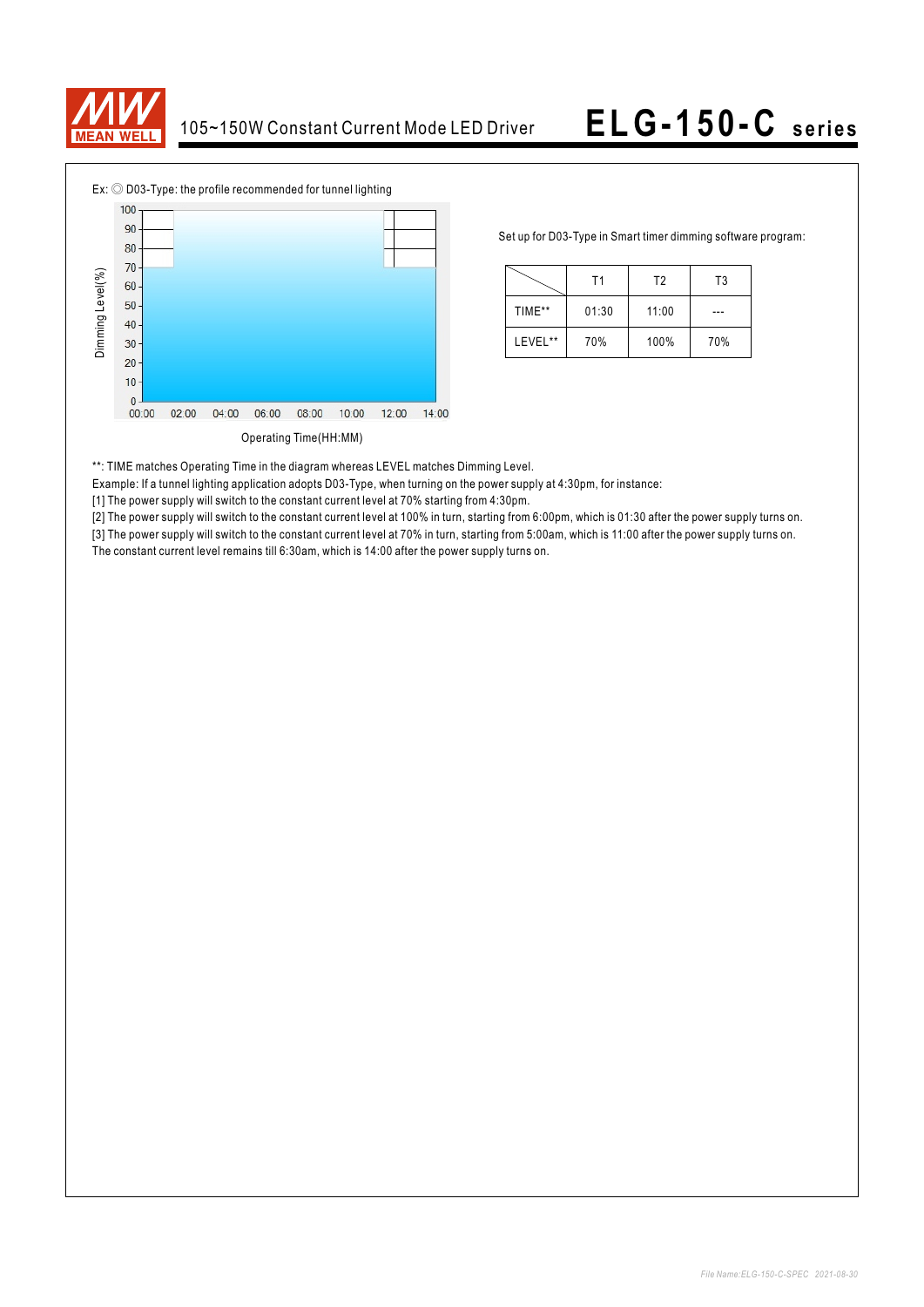Ex: ◎ D03-Type: the profile recommended for tunnel lighting

Set up for D03-Type in Smart timer dimming software program:

| | T1 | T2 | T3 |
|---|---|---|---|
| TIME** | 01:30 | 11:00 | --- |
| LEVEL** | 70% | 100% | 70% |

**: TIME matches Operating Time in the diagram whereas LEVEL matches Dimming Level.

Example: If a tunnel lighting application adopts D03-Type, when turning on the power supply at 4:30pm, for instance:

[1] The power supply will switch to the constant current level at 70% starting from 4:30pm.

[2] The power supply will switch to the constant current level at 100% in turn, starting from 6:00pm, which is 01:30 after the power supply turns on.

[3] The power supply will switch to the constant current level at 70% in turn, starting from 5:00am, which is 11:00 after the power supply turns on.

The constant current level remains till 6:30am, which is 14:00 after the power supply turns on.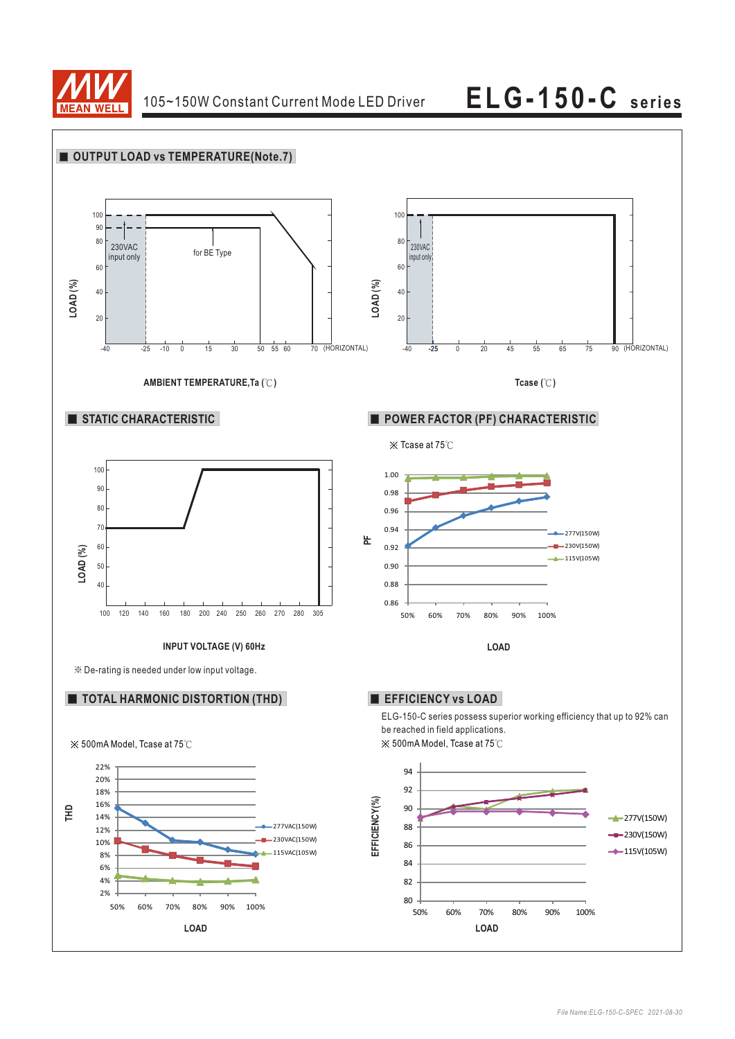## OUTPUT LOAD vs TEMPERATURE(Note.7)

100
90
80
60
40
20

LOAD (%)

230VAC input only

for BE Type

-40 -25 -10 0 15 30 50 55 60 70 (HORIZONTAL)

AMBIENT TEMPERATURE,Ta (℃)

100
80
60
40
20

LOAD (%)

230VAC input only

-40 -25 0 20 45 55 65 75 90 (HORIZONTAL)

Tcase (℃)

## STATIC CHARACTERISTIC

100
90
80
70
60
50
40

LOAD (%)

100 120 140 160 180 200 240 250 260 270 280 305

INPUT VOLTAGE (V) 60Hz

※ De-rating is needed under low input voltage.

## POWER FACTOR (PF) CHARACTERISTIC

※ Tcase at 75℃

PF

1.00
0.98
0.96
0.94
0.92
0.90
0.88
0.86

277V(150W)
230V(150W)
115V(105W)

50% 60% 70% 80% 90% 100%

LOAD

## TOTAL HARMONIC DISTORTION (THD)

※ 500mA Model, Tcase at 75℃

THD

22%
20%
18%
16%
14%
12%
10%
8%
6%
4%
2%

277VAC(150W)
230VAC(150W)
115VAC(105W)

50% 60% 70% 80% 90% 100%

LOAD

## EFFICIENCY vs LOAD

ELG-150-C series possess superior working efficiency that up to 92% can be reached in field applications.

※ 500mA Model, Tcase at 75℃

EFFICIENCY(%)

94
92
90
88
86
84
82
80

277V(150W)
230V(150W)
115V(105W)

50% 60% 70% 80% 90% 100%

LOAD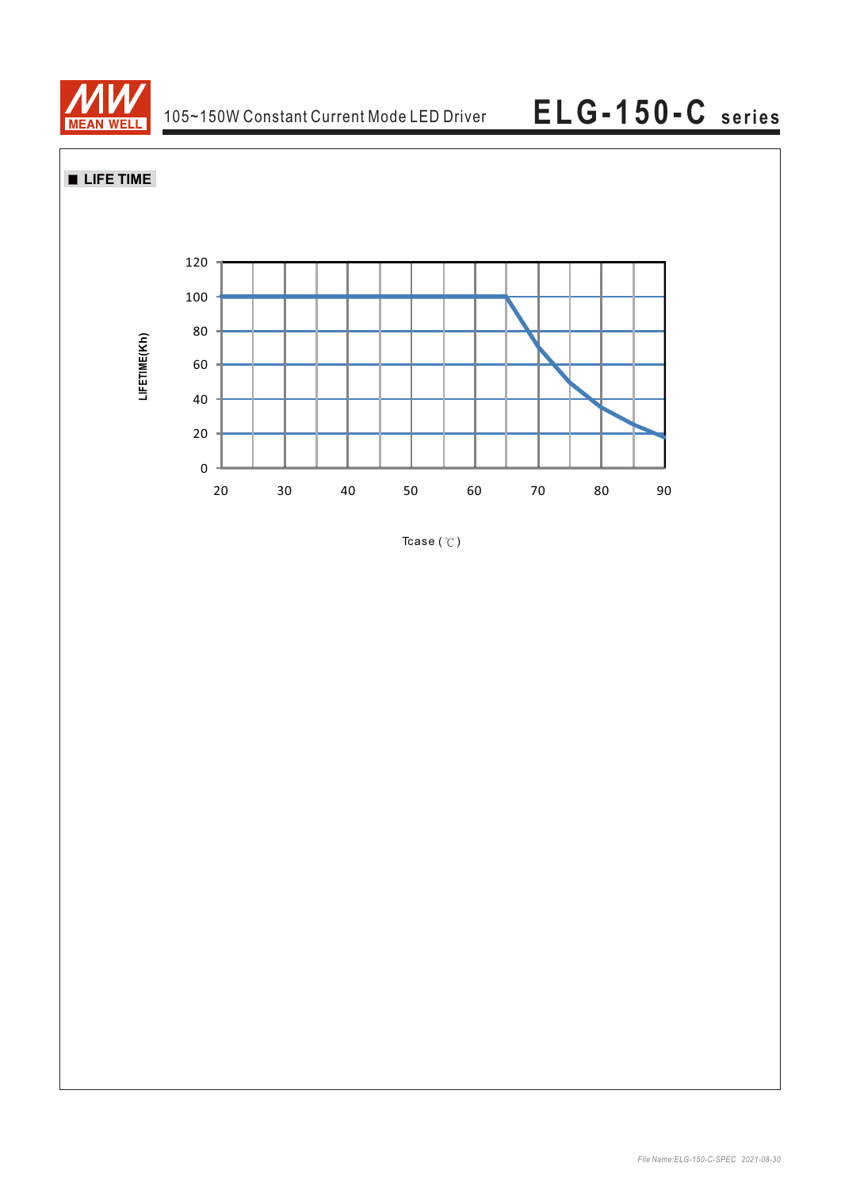## ■ LIFE TIME

LIFETIME(Kh)

120
100
80
60
40
20
0

20 30 40 50 60 70 80 90

Tcase (℃)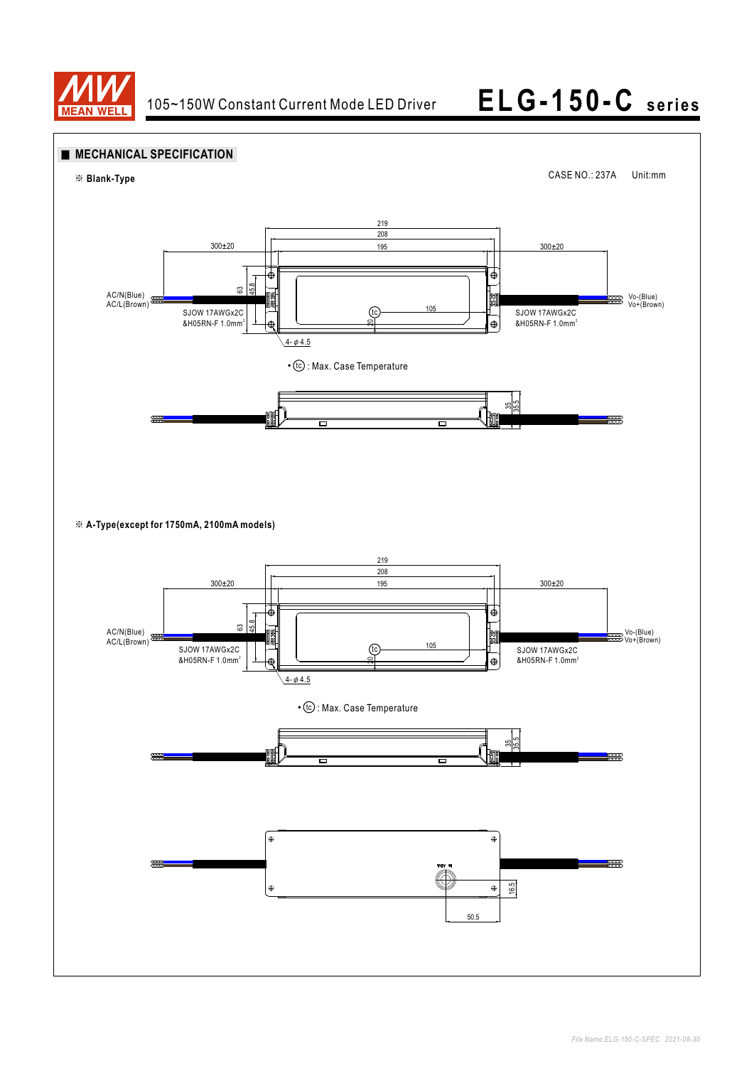## ■ MECHANICAL SPECIFICATION

※ **Blank-Type**

CASE NO.: 237A Unit:mm

219
208
195
300±20
300±20
AC/N(Blue)
AC/L(Brown)
63
45.8
SJOW 17AWGx2C
&H05RN-F 1.0mm²
tc
105
20
4-φ4.5
SJOW 17AWGx2C
&H05RN-F 1.0mm²
Vo-(Blue)
Vo+(Brown)

• tc : Max. Case Temperature

35
35.5

※ **A-Type(except for 1750mA, 2100mA models)**

219
208
195
300±20
300±20
AC/N(Blue)
AC/L(Brown)
63
45.8
SJOW 17AWGx2C
&H05RN-F 1.0mm²
tc
105
20
4-φ4.5
SJOW 17AWGx2C
&H05RN-F 1.0mm²
Vo-(Blue)
Vo+(Brown)

• tc : Max. Case Temperature

35
35.5

16.5
50.5

*File Name:ELG-150-C-SPEC 2021-08-30*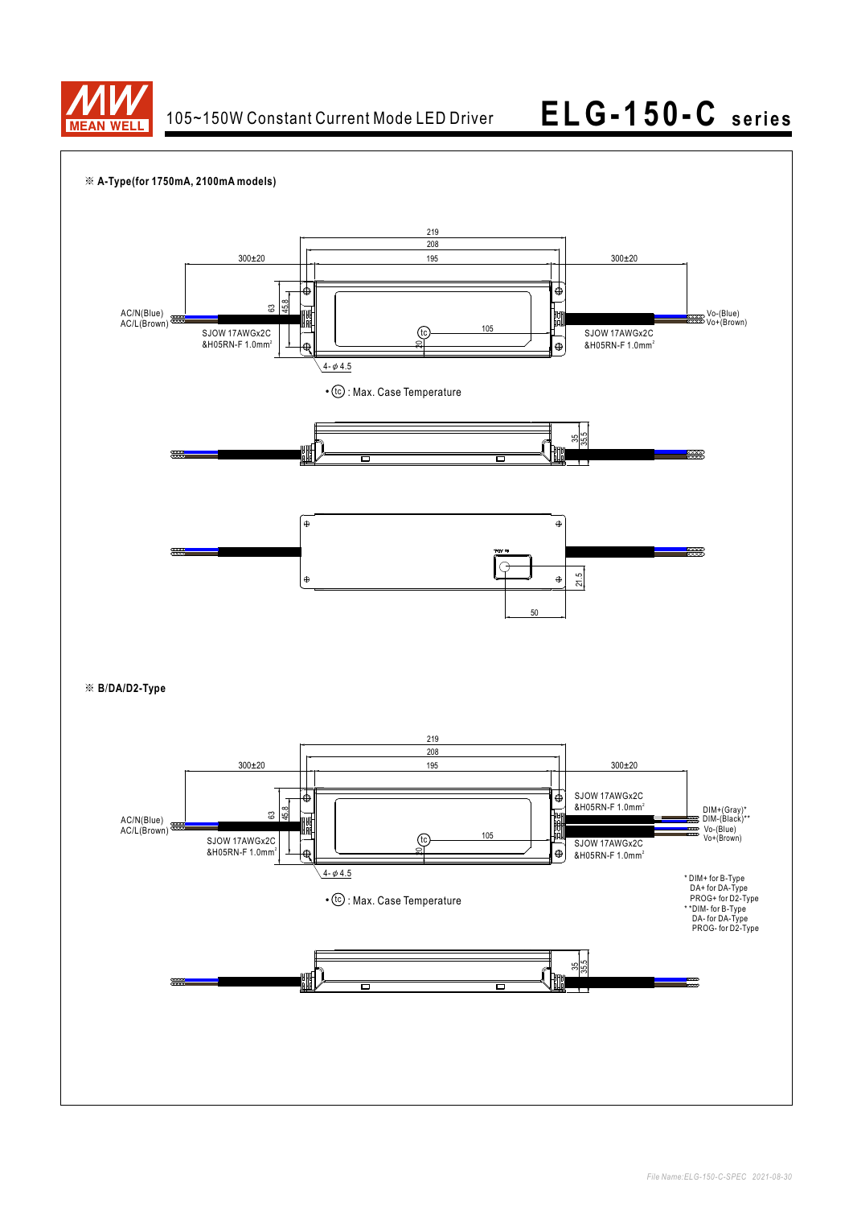※ **A-Type(for 1750mA, 2100mA models)**

219
208
195
300±20
300±20
63
45.8
AC/N(Blue)
AC/L(Brown)
SJOW 17AWGx2C
&H05RN-F 1.0mm²
105
20
tc
SJOW 17AWGx2C
&H05RN-F 1.0mm²
Vo-(Blue)
Vo+(Brown)
4-φ4.5

• (tc) : Max. Case Temperature

35
35.5

21.5
50

※ **B/DA/D2-Type**

219
208
195
300±20
300±20
63
45.8
AC/N(Blue)
AC/L(Brown)
SJOW 17AWGx2C
&H05RN-F 1.0mm²
105
20
tc
SJOW 17AWGx2C
&H05RN-F 1.0mm²
SJOW 17AWGx2C
&H05RN-F 1.0mm²
DIM+(Gray)*
DIM-(Black)**
Vo-(Blue)
Vo+(Brown)
4-φ4.5

• (tc) : Max. Case Temperature

* DIM+ for B-Type
DA+ for DA-Type
PROG+ for D2-Type
**DIM- for B-Type
DA- for DA-Type
PROG- for D2-Type

35
35.5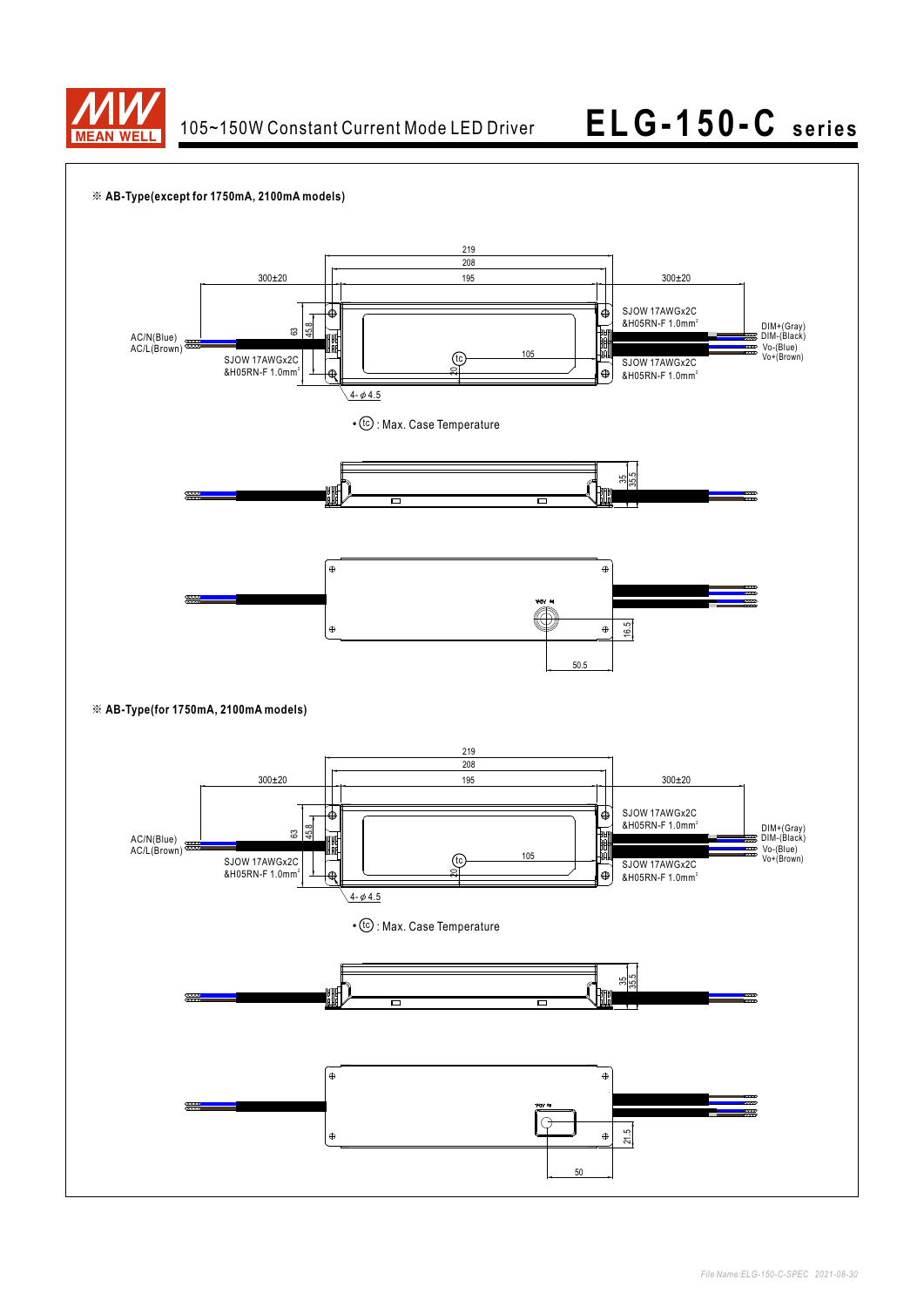※ **AB-Type(except for 1750mA, 2100mA models)**

219
208
195
300±20
300±20
63
45.8
AC/N(Blue)
AC/L(Brown)
SJOW 17AWGx2C
&H05RN-F 1.0mm²
tc
105
20
4- φ4.5
SJOW 17AWGx2C
&H05RN-F 1.0mm²
SJOW 17AWGx2C
&H05RN-F 1.0mm²
DIM+(Gray)
DIM-(Black)
Vo-(Blue)
Vo+(Brown)

• tc : Max. Case Temperature

35
35.5

16.5
50.5

※ **AB-Type(for 1750mA, 2100mA models)**

219
208
195
300±20
300±20
63
45.8
AC/N(Blue)
AC/L(Brown)
SJOW 17AWGx2C
&H05RN-F 1.0mm²
tc
105
20
4- φ4.5
SJOW 17AWGx2C
&H05RN-F 1.0mm²
SJOW 17AWGx2C
&H05RN-F 1.0mm²
DIM+(Gray)
DIM-(Black)
Vo-(Blue)
Vo+(Brown)

• tc : Max. Case Temperature

35
35.5

21.5
50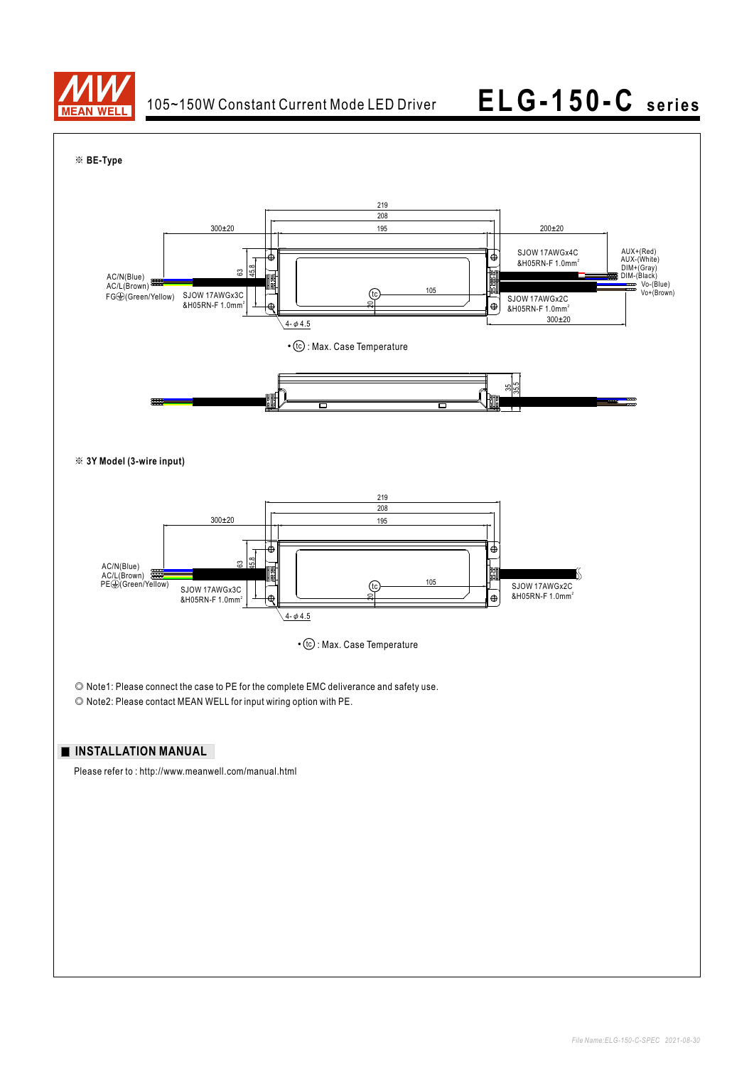※ BE-Type

219
208
195
300±20
200±20
300±20
63
45.8
105
20
4-φ4.5
AC/N(Blue)
AC/L(Brown)
FG⏚(Green/Yellow)
SJOW 17AWGx3C &H05RN-F 1.0mm²
SJOW 17AWGx4C &H05RN-F 1.0mm²
SJOW 17AWGx2C &H05RN-F 1.0mm²
AUX+(Red)
AUX-(White)
DIM+(Gray)
DIM-(Black)
Vo-(Blue)
Vo+(Brown)

• (tc) : Max. Case Temperature

35
35.5

※ 3Y Model (3-wire input)

219
208
195
300±20
63
45.8
105
20
4-φ4.5
AC/N(Blue)
AC/L(Brown)
PE⏚(Green/Yellow)
SJOW 17AWGx3C &H05RN-F 1.0mm²
SJOW 17AWGx2C &H05RN-F 1.0mm²

• (tc) : Max. Case Temperature

◎ Note1: Please connect the case to PE for the complete EMC deliverance and safety use.

◎ Note2: Please contact MEAN WELL for input wiring option with PE.

## INSTALLATION MANUAL

Please refer to : http://www.meanwell.com/manual.html